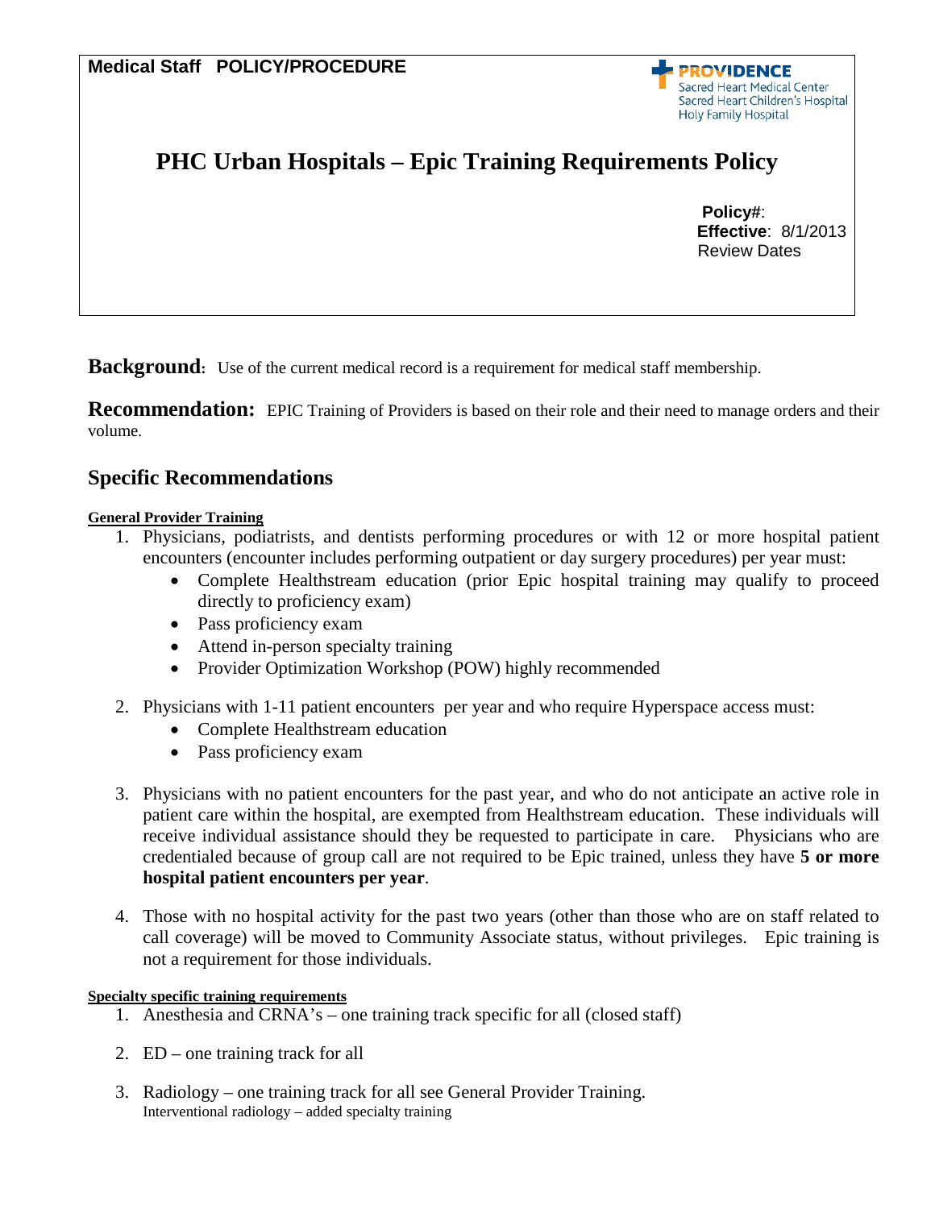**Medical Staff POLICY/PROCEDURE**

PROVIDENCE
Sacred Heart Medical Center
Sacred Heart Children's Hospital
Holy Family Hospital

# PHC Urban Hospitals – Epic Training Requirements Policy

**Policy#**:
**Effective**: 8/1/2013
Review Dates

**Background:** Use of the current medical record is a requirement for medical staff membership.

**Recommendation:** EPIC Training of Providers is based on their role and their need to manage orders and their volume.

## Specific Recommendations

**General Provider Training**

1. Physicians, podiatrists, and dentists performing procedures or with 12 or more hospital patient encounters (encounter includes performing outpatient or day surgery procedures) per year must:
   - Complete Healthstream education (prior Epic hospital training may qualify to proceed directly to proficiency exam)
   - Pass proficiency exam
   - Attend in-person specialty training
   - Provider Optimization Workshop (POW) highly recommended

2. Physicians with 1-11 patient encounters per year and who require Hyperspace access must:
   - Complete Healthstream education
   - Pass proficiency exam

3. Physicians with no patient encounters for the past year, and who do not anticipate an active role in patient care within the hospital, are exempted from Healthstream education. These individuals will receive individual assistance should they be requested to participate in care. Physicians who are credentialed because of group call are not required to be Epic trained, unless they have **5 or more hospital patient encounters per year**.

4. Those with no hospital activity for the past two years (other than those who are on staff related to call coverage) will be moved to Community Associate status, without privileges. Epic training is not a requirement for those individuals.

**Specialty specific training requirements**

1. Anesthesia and CRNA's – one training track specific for all (closed staff)

2. ED – one training track for all

3. Radiology – one training track for all see General Provider Training.
   Interventional radiology – added specialty training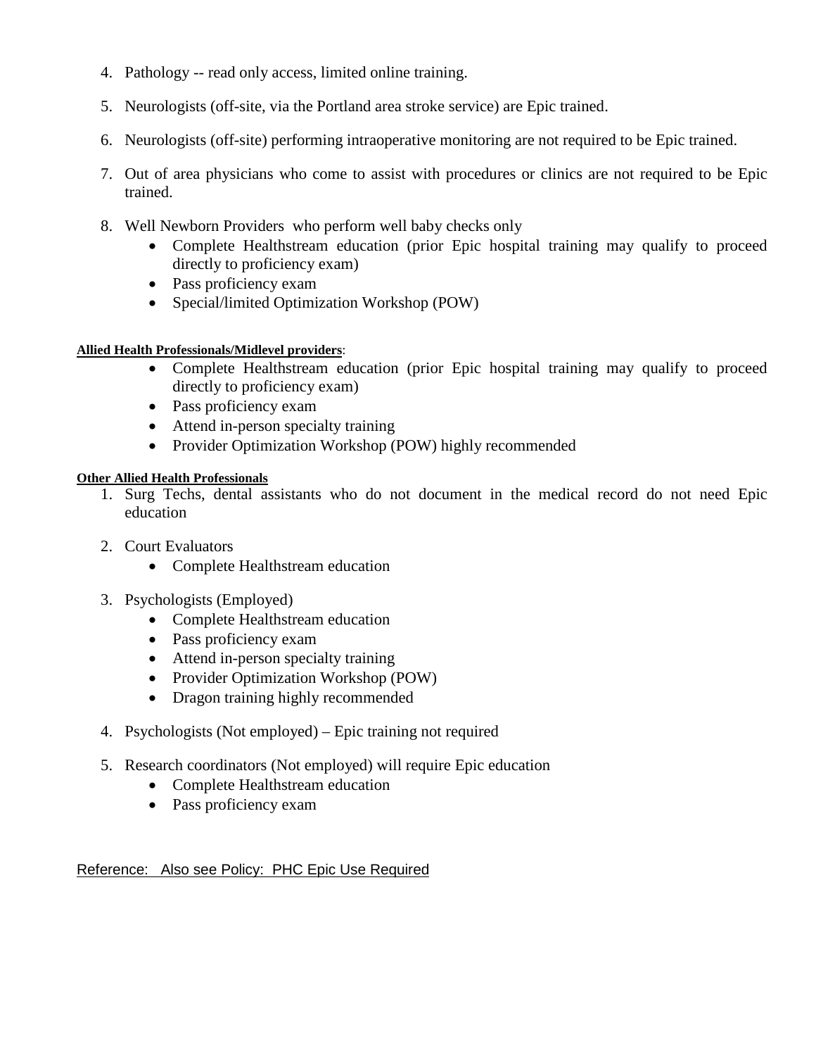4. Pathology -- read only access, limited online training.

5. Neurologists (off-site, via the Portland area stroke service) are Epic trained.

6. Neurologists (off-site) performing intraoperative monitoring are not required to be Epic trained.

7. Out of area physicians who come to assist with procedures or clinics are not required to be Epic trained.

8. Well Newborn Providers who perform well baby checks only
   - Complete Healthstream education (prior Epic hospital training may qualify to proceed directly to proficiency exam)
   - Pass proficiency exam
   - Special/limited Optimization Workshop (POW)

**Allied Health Professionals/Midlevel providers**:

- Complete Healthstream education (prior Epic hospital training may qualify to proceed directly to proficiency exam)
- Pass proficiency exam
- Attend in-person specialty training
- Provider Optimization Workshop (POW) highly recommended

**Other Allied Health Professionals**

1. Surg Techs, dental assistants who do not document in the medical record do not need Epic education

2. Court Evaluators
   - Complete Healthstream education

3. Psychologists (Employed)
   - Complete Healthstream education
   - Pass proficiency exam
   - Attend in-person specialty training
   - Provider Optimization Workshop (POW)
   - Dragon training highly recommended

4. Psychologists (Not employed) – Epic training not required

5. Research coordinators (Not employed) will require Epic education
   - Complete Healthstream education
   - Pass proficiency exam

Reference: Also see Policy: PHC Epic Use Required